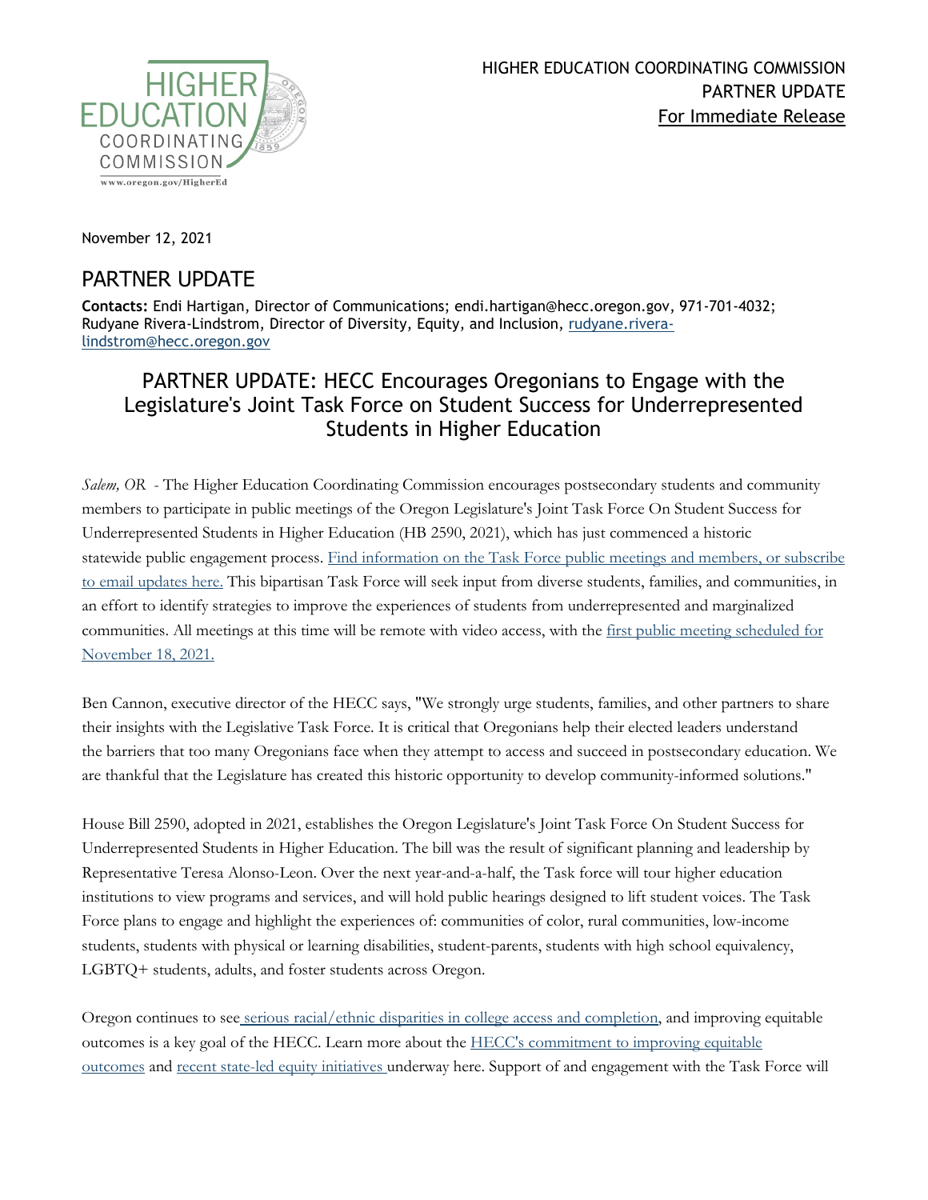HIGHER EDUCATION COORDINATING COMMISSION
PARTNER UPDATE
For Immediate Release

November 12, 2021

## PARTNER UPDATE

**Contacts:** Endi Hartigan, Director of Communications; endi.hartigan@hecc.oregon.gov, 971-701-4032; Rudyane Rivera-Lindstrom, Director of Diversity, Equity, and Inclusion, rudyane.rivera-lindstrom@hecc.oregon.gov

# PARTNER UPDATE: HECC Encourages Oregonians to Engage with the Legislature's Joint Task Force on Student Success for Underrepresented Students in Higher Education

*Salem, OR* - The Higher Education Coordinating Commission encourages postsecondary students and community members to participate in public meetings of the Oregon Legislature's Joint Task Force On Student Success for Underrepresented Students in Higher Education (HB 2590, 2021), which has just commenced a historic statewide public engagement process. Find information on the Task Force public meetings and members, or subscribe to email updates here. This bipartisan Task Force will seek input from diverse students, families, and communities, in an effort to identify strategies to improve the experiences of students from underrepresented and marginalized communities. All meetings at this time will be remote with video access, with the first public meeting scheduled for November 18, 2021.

Ben Cannon, executive director of the HECC says, "We strongly urge students, families, and other partners to share their insights with the Legislative Task Force. It is critical that Oregonians help their elected leaders understand the barriers that too many Oregonians face when they attempt to access and succeed in postsecondary education. We are thankful that the Legislature has created this historic opportunity to develop community-informed solutions."

House Bill 2590, adopted in 2021, establishes the Oregon Legislature's Joint Task Force On Student Success for Underrepresented Students in Higher Education. The bill was the result of significant planning and leadership by Representative Teresa Alonso-Leon. Over the next year-and-a-half, the Task force will tour higher education institutions to view programs and services, and will hold public hearings designed to lift student voices. The Task Force plans to engage and highlight the experiences of: communities of color, rural communities, low-income students, students with physical or learning disabilities, student-parents, students with high school equivalency, LGBTQ+ students, adults, and foster students across Oregon.

Oregon continues to see serious racial/ethnic disparities in college access and completion, and improving equitable outcomes is a key goal of the HECC. Learn more about the HECC's commitment to improving equitable outcomes and recent state-led equity initiatives underway here. Support of and engagement with the Task Force will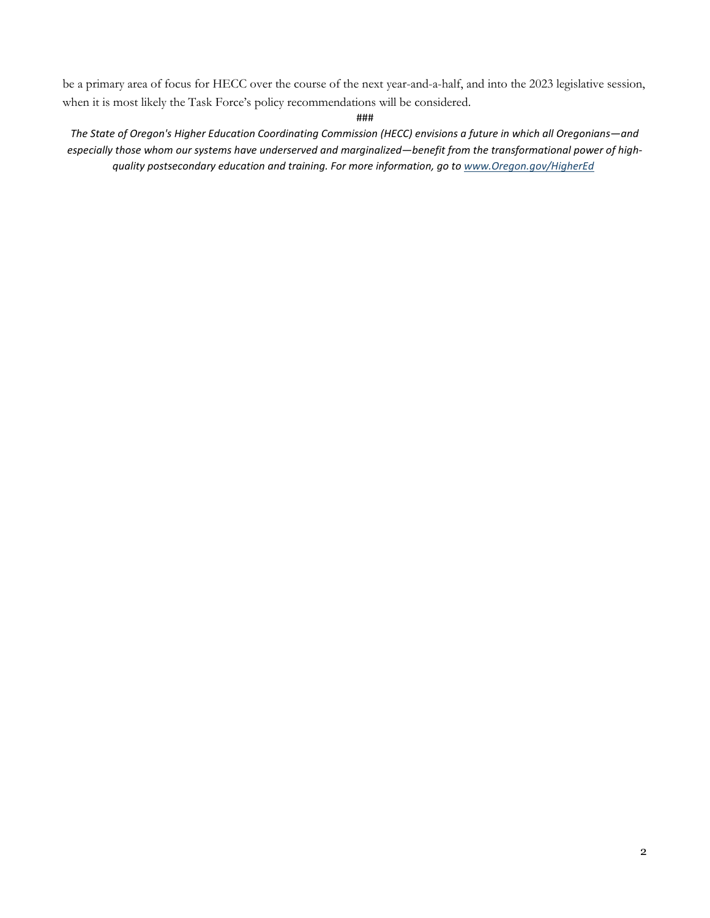be a primary area of focus for HECC over the course of the next year-and-a-half, and into the 2023 legislative session, when it is most likely the Task Force's policy recommendations will be considered.

###

*The State of Oregon's Higher Education Coordinating Commission (HECC) envisions a future in which all Oregonians—and especially those whom our systems have underserved and marginalized—benefit from the transformational power of high-quality postsecondary education and training. For more information, go to [www.Oregon.gov/HigherEd](http://www.Oregon.gov/HigherEd)*